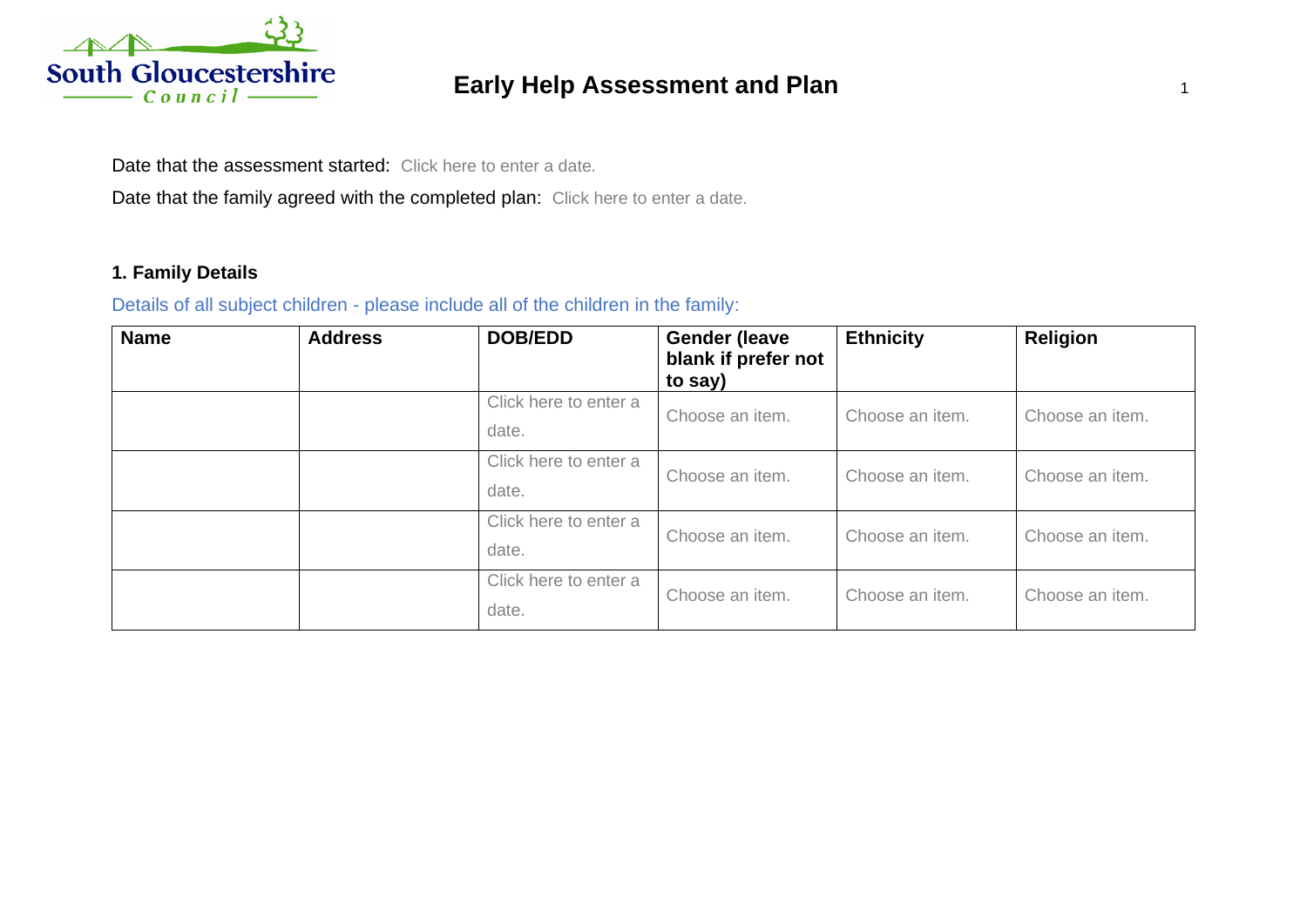# Early Help Assessment and Plan

Date that the assessment started: Click here to enter a date.

Date that the family agreed with the completed plan: Click here to enter a date.

### 1. Family Details

Details of all subject children - please include all of the children in the family:

| Name | Address | DOB/EDD | Gender (leave blank if prefer not to say) | Ethnicity | Religion |
|---|---|---|---|---|---|
| | | Click here to enter a date. | Choose an item. | Choose an item. | Choose an item. |
| | | Click here to enter a date. | Choose an item. | Choose an item. | Choose an item. |
| | | Click here to enter a date. | Choose an item. | Choose an item. | Choose an item. |
| | | Click here to enter a date. | Choose an item. | Choose an item. | Choose an item. |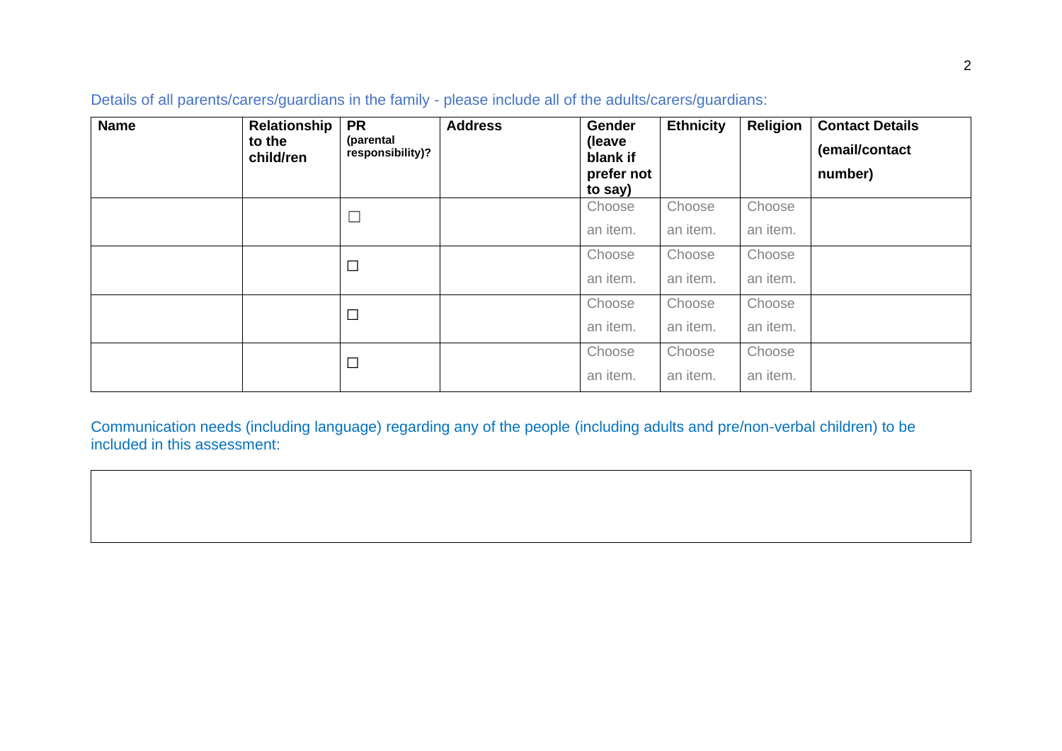Details of all parents/carers/guardians in the family - please include all of the adults/carers/guardians:

| Name | Relationship to the child/ren | PR (parental responsibility)? | Address | Gender (leave blank if prefer not to say) | Ethnicity | Religion | Contact Details (email/contact number) |
|---|---|---|---|---|---|---|---|
| | | ☐ | | Choose an item. | Choose an item. | Choose an item. | |
| | | ☐ | | Choose an item. | Choose an item. | Choose an item. | |
| | | ☐ | | Choose an item. | Choose an item. | Choose an item. | |
| | | ☐ | | Choose an item. | Choose an item. | Choose an item. | |

Communication needs (including language) regarding any of the people (including adults and pre/non-verbal children) to be included in this assessment:

| |
|---|
| |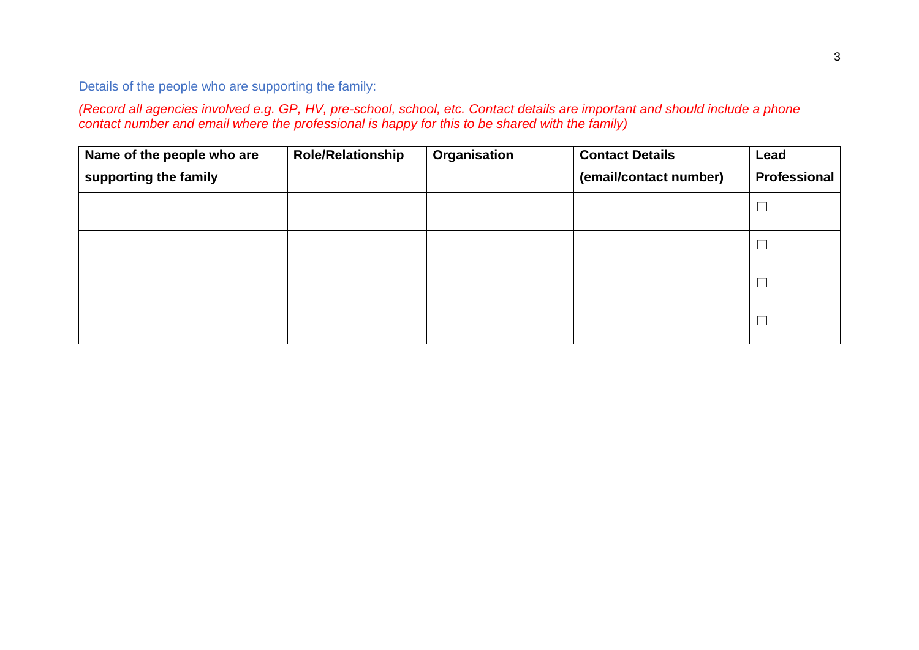Details of the people who are supporting the family:

*(Record all agencies involved e.g. GP, HV, pre-school, school, etc. Contact details are important and should include a phone contact number and email where the professional is happy for this to be shared with the family)*

| Name of the people who are supporting the family | Role/Relationship | Organisation | Contact Details (email/contact number) | Lead Professional |
| --- | --- | --- | --- | --- |
| | | | | ☐ |
| | | | | ☐ |
| | | | | ☐ |
| | | | | ☐ |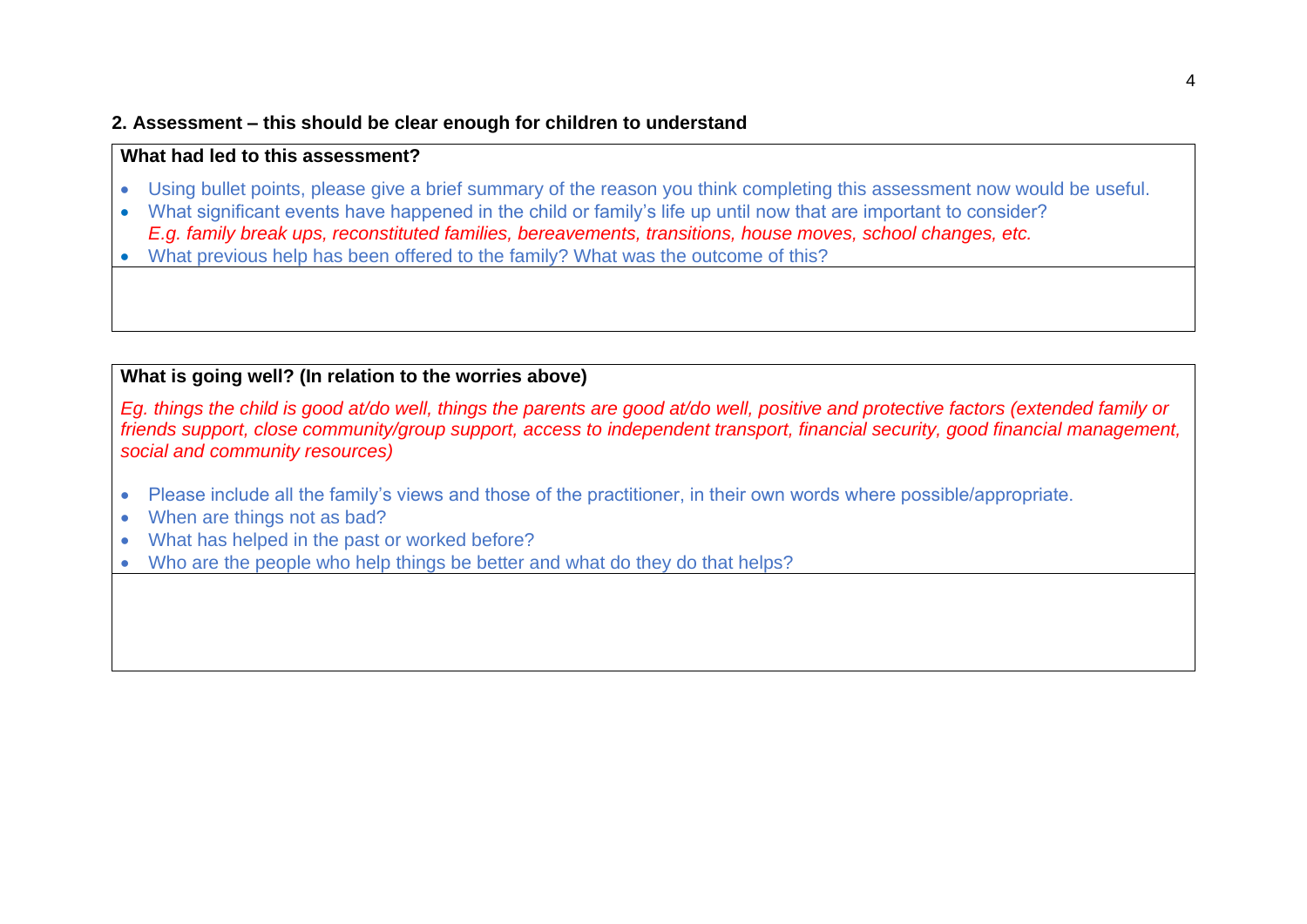## 2. Assessment – this should be clear enough for children to understand

**What had led to this assessment?**

- Using bullet points, please give a brief summary of the reason you think completing this assessment now would be useful.
- What significant events have happened in the child or family's life up until now that are important to consider?
  *E.g. family break ups, reconstituted families, bereavements, transitions, house moves, school changes, etc.*
- What previous help has been offered to the family? What was the outcome of this?

**What is going well? (In relation to the worries above)**

*Eg. things the child is good at/do well, things the parents are good at/do well, positive and protective factors (extended family or friends support, close community/group support, access to independent transport, financial security, good financial management, social and community resources)*

- Please include all the family's views and those of the practitioner, in their own words where possible/appropriate.
- When are things not as bad?
- What has helped in the past or worked before?
- Who are the people who help things be better and what do they do that helps?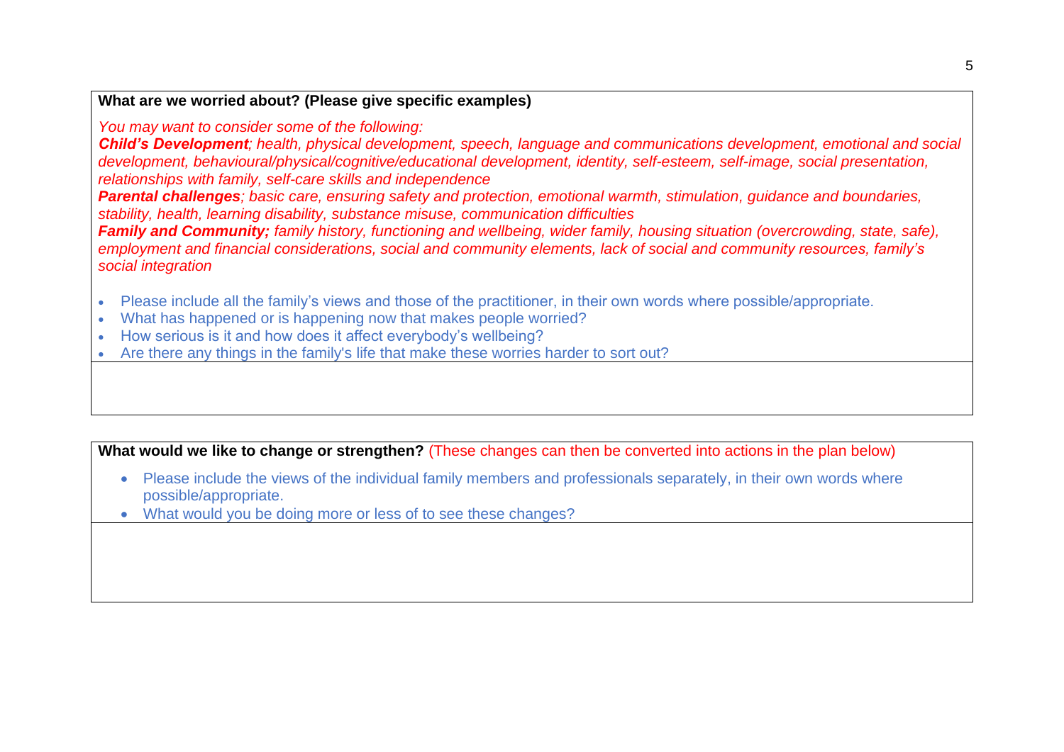**What are we worried about? (Please give specific examples)**

*You may want to consider some of the following:*

***Child's Development****; health, physical development, speech, language and communications development, emotional and social development, behavioural/physical/cognitive/educational development, identity, self-esteem, self-image, social presentation, relationships with family, self-care skills and independence*

***Parental challenges****; basic care, ensuring safety and protection, emotional warmth, stimulation, guidance and boundaries, stability, health, learning disability, substance misuse, communication difficulties*

***Family and Community;*** *family history, functioning and wellbeing, wider family, housing situation (overcrowding, state, safe), employment and financial considerations, social and community elements, lack of social and community resources, family's social integration*

- Please include all the family's views and those of the practitioner, in their own words where possible/appropriate.
- What has happened or is happening now that makes people worried?
- How serious is it and how does it affect everybody's wellbeing?
- Are there any things in the family's life that make these worries harder to sort out?

**What would we like to change or strengthen?** (These changes can then be converted into actions in the plan below)

- Please include the views of the individual family members and professionals separately, in their own words where possible/appropriate.
- What would you be doing more or less of to see these changes?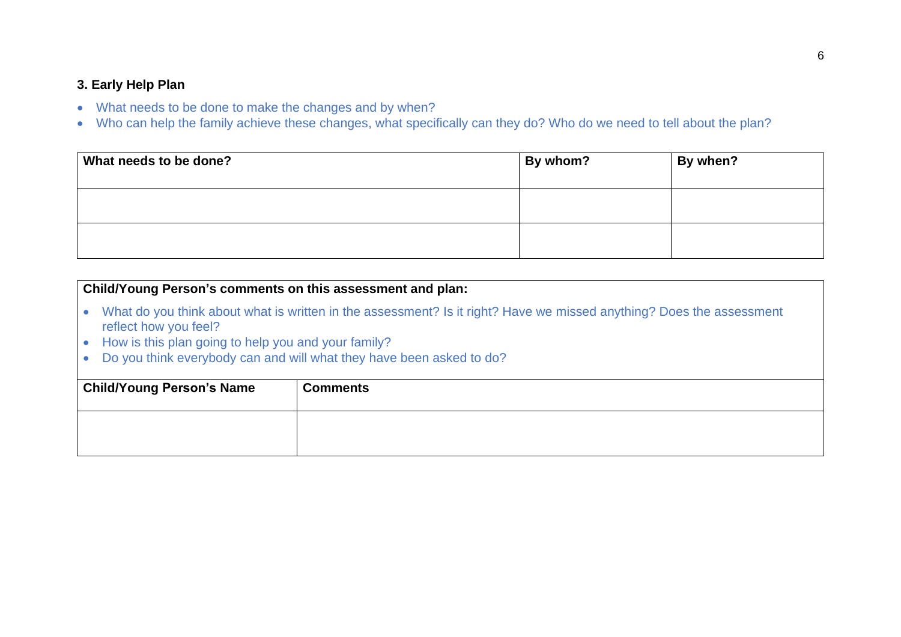### 3. Early Help Plan

- What needs to be done to make the changes and by when?
- Who can help the family achieve these changes, what specifically can they do? Who do we need to tell about the plan?

| What needs to be done? | By whom? | By when? |
|---|---|---|
| | | |
| | | |

**Child/Young Person's comments on this assessment and plan:**

- What do you think about what is written in the assessment? Is it right? Have we missed anything? Does the assessment reflect how you feel?
- How is this plan going to help you and your family?
- Do you think everybody can and will what they have been asked to do?

| Child/Young Person's Name | Comments |
|---|---|
| | |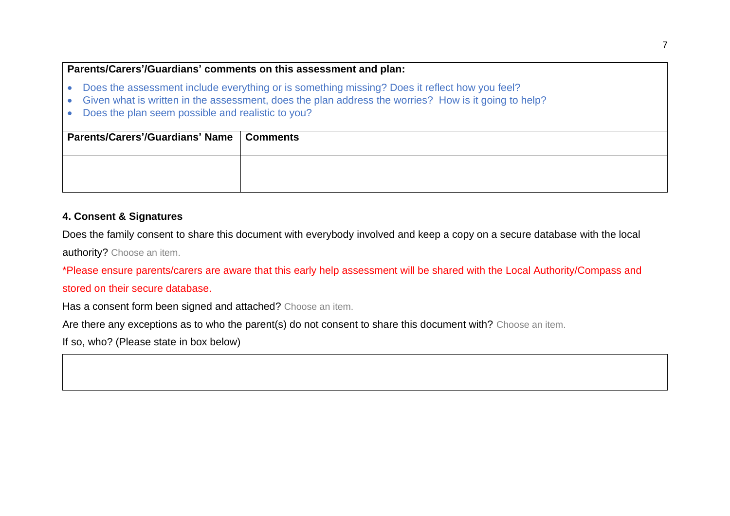| **Parents/Carers'/Guardians' comments on this assessment and plan:** | |
|---|---|
| <ul><li>Does the assessment include everything or is something missing? Does it reflect how you feel?</li><li>Given what is written in the assessment, does the plan address the worries? How is it going to help?</li><li>Does the plan seem possible and realistic to you?</li></ul> | |
| **Parents/Carers'/Guardians' Name** | **Comments** |
| | |

### 4. Consent & Signatures

Does the family consent to share this document with everybody involved and keep a copy on a secure database with the local authority? Choose an item.

*Please ensure parents/carers are aware that this early help assessment will be shared with the Local Authority/Compass and stored on their secure database.

Has a consent form been signed and attached? Choose an item.

Are there any exceptions as to who the parent(s) do not consent to share this document with? Choose an item.

If so, who? (Please state in box below)

| |
|---|
| |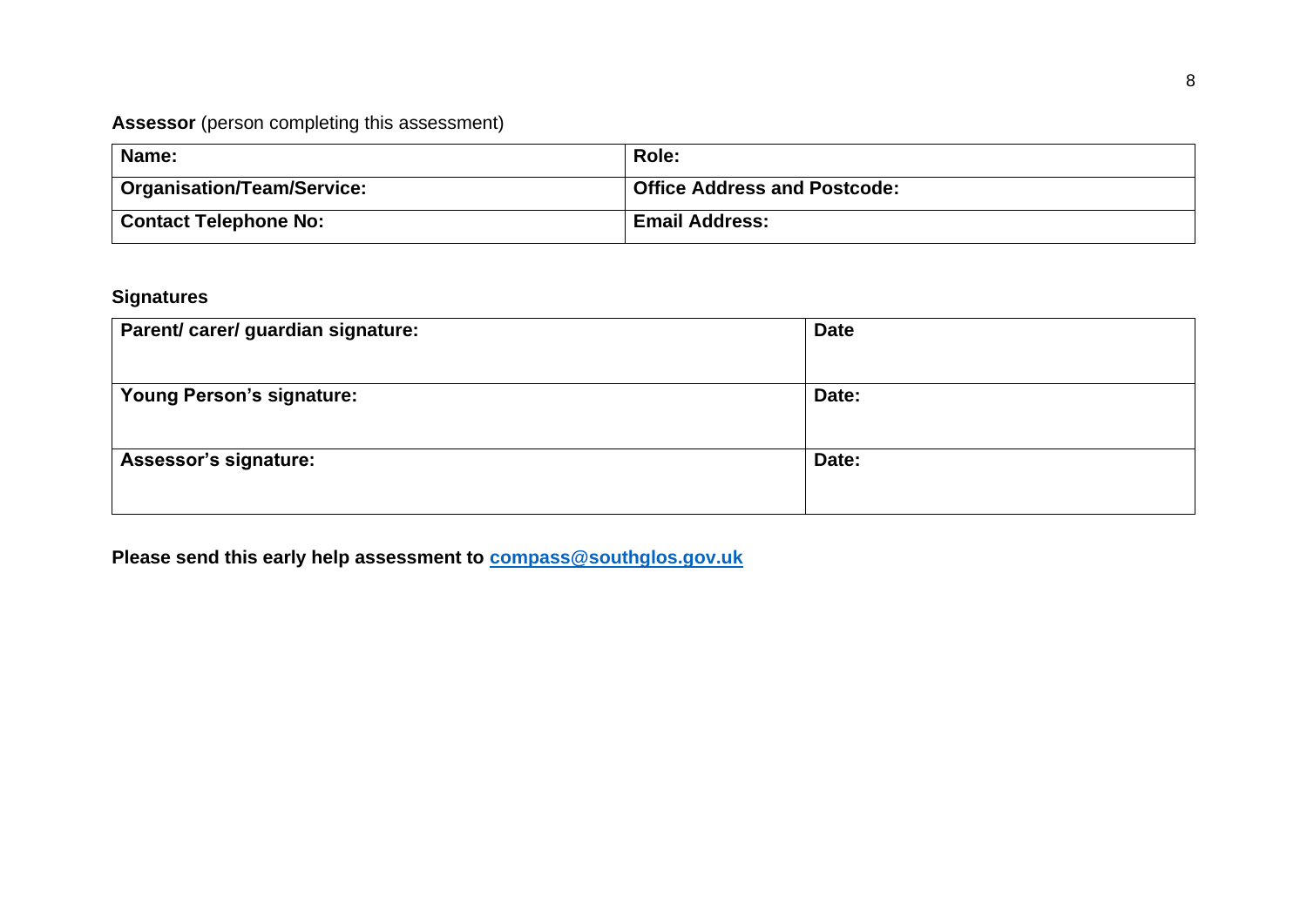**Assessor** (person completing this assessment)

| | |
|---|---|
| **Name:** | **Role:** |
| **Organisation/Team/Service:** | **Office Address and Postcode:** |
| **Contact Telephone No:** | **Email Address:** |

**Signatures**

| | |
|---|---|
| **Parent/ carer/ guardian signature:** | **Date** |
| **Young Person's signature:** | **Date:** |
| **Assessor's signature:** | **Date:** |

**Please send this early help assessment to compass@southglos.gov.uk**